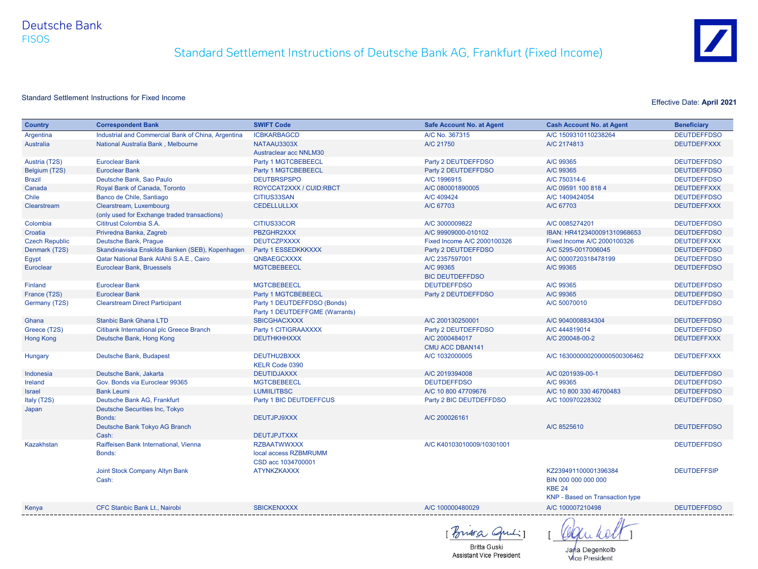Deutsche Bank
FISOS

# Standard Settlement Instructions of Deutsche Bank AG, Frankfurt (Fixed Income)

Standard Settlement Instructions for Fixed Income

Effective Date: **April 2021**

| Country | Correspondent Bank | SWIFT Code | Safe Account No. at Agent | Cash Account No. at Agent | Beneficiary |
|---|---|---|---|---|---|
| Argentina | Industrial and Commercial Bank of China, Argentina | ICBKARBAGCD | A/C No. 367315 | A/C 1509310110238264 | DEUTDEFFDSO |
| Australia | National Australia Bank , Melbourne | NATAAU3303X<br>Austraclear acc NNLM30 | A/C 21750 | A/C 2174813 | DEUTDEFFXXX |
| Austria (T2S) | Euroclear Bank | Party 1 MGTCBEBEECL | Party 2 DEUTDEFFDSO | A/C 99365 | DEUTDEFFDSO |
| Belgium (T2S) | Euroclear Bank | Party 1 MGTCBEBEECL | Party 2 DEUTDEFFDSO | A/C 99365 | DEUTDEFFDSO |
| Brazil | Deutsche Bank, Sao Paulo | DEUTBRSPSPO | A/C 1996915 | A/C 750314-6 | DEUTDEFFDSO |
| Canada | Royal Bank of Canada, Toronto | ROYCCAT2XXX / CUID:RBCT | A/C 080001890005 | A/C 09591 100 818 4 | DEUTDEFFXXX |
| Chile | Banco de Chile, Santiago | CITIUS33SAN | A/C 409424 | A/C 1409424054 | DEUTDEFFDSO |
| Clearstream | Clearstream, Luxembourg<br>(only used for Exchange traded transactions) | CEDELLULLXX | A/C 67703 | A/C 67703 | DEUTDEFFXXX |
| Colombia | Cititrust Colombia S.A. | CITIUS33COR | A/C 3000009822 | A/C 0085274201 | DEUTDEFFDSO |
| Croatia | Privredna Banka, Zagreb | PBZGHR2XXX | A/C 99909000-010102 | IBAN: HR4123400091310968653 | DEUTDEFFDSO |
| Czech Republic | Deutsche Bank, Prague | DEUTCZPXXXX | Fixed Income A/C 2000100326 | Fixed Income A/C 2000100326 | DEUTDEFFXXX |
| Denmark (T2S) | Skandinaviska Enskilda Banken (SEB), Kopenhagen | Party 1 ESSEDKKKXXX | Party 2 DEUTDEFFDSO | A/C 5295-0017006045 | DEUTDEFFDSO |
| Egypt | Qatar National Bank AlAhli S.A.E., Cairo | QNBAEGCXXXX | A/C 2357597001 | A/C 0000720318478199 | DEUTDEFFDSO |
| Euroclear | Euroclear Bank, Bruessels | MGTCBEBEECL | A/C 99365<br>BIC DEUTDEFFDSO | A/C 99365 | DEUTDEFFDSO |
| Finland | Euroclear Bank | MGTCBEBEECL | DEUTDEFFDSO | A/C 99365 | DEUTDEFFDSO |
| France (T2S) | Euroclear Bank | Party 1 MGTCBEBEECL | Party 2 DEUTDEFFDSO | A/C 99365 | DEUTDEFFDSO |
| Germany (T2S) | Clearstream Direct Participant | Party 1 DEUTDEFFDSO (Bonds)<br>Party 1 DEUTDEFFGME (Warrants) | | A/C 50070010 | DEUTDEFFDSO |
| Ghana | Stanbic Bank Ghana LTD | SBICGHACXXXX | A/C 200130250001 | A/C 9040008834304 | DEUTDEFFDSO |
| Greece (T2S) | Citibank International plc Greece Branch | Party 1 CITIGRAAXXXX | Party 2 DEUTDEFFDSO | A/C 444819014 | DEUTDEFFDSO |
| Hong Kong | Deutsche Bank, Hong Kong | DEUTHKHHXXX | A/C 2000484017<br>CMU ACC DBAN141 | A/C 200048-00-2 | DEUTDEFFXXX |
| Hungary | Deutsche Bank, Budapest | DEUTHU2BXXX<br>KELR Code 0390 | A/C 1032000005 | A/C 16300000200000500306462 | DEUTDEFFXXX |
| Indonesia | Deutsche Bank, Jakarta | DEUTIDJAXXX | A/C 2019394008 | A/C 0201939-00-1 | DEUTDEFFDSO |
| Ireland | Gov. Bonds via Euroclear 99365 | MGTCBEBEECL | DEUTDEFFDSO | A/C 99365 | DEUTDEFFDSO |
| Israel | Bank Leumi | LUMIILITBSC | A/C 10 800 47709676 | A/C 10 800 330 46700483 | DEUTDEFFDSO |
| Italy (T2S) | Deutsche Bank AG, Frankfurt | Party 1 BIC DEUTDEFFCUS | Party 2 BIC DEUTDEFFDSO | A/C 100970228302 | DEUTDEFFDSO |
| Japan | Deutsche Securities Inc, Tokyo<br>Bonds: | DEUTJPJ9XXX | A/C 200026161 | | |
| | Deutsche Bank Tokyo AG Branch<br>Cash: | DEUTJPJTXXX | | A/C 8525610 | DEUTDEFFDSO |
| Kazakhstan | Raiffeisen Bank International, Vienna<br>Bonds: | RZBAATWWXXX<br>local access RZBMRUMM<br>CSD acc 1034700001 | A/C K40103010009/10301001 | | DEUTDEFFDSO |
| | Joint Stock Company Altyn Bank<br>Cash: | ATYNKZKAXXX | | KZ239491100001396384<br>BIN 000 000 000 000<br>KBE 24<br>KNP - Based on Transaction type | DEUTDEFFSIP |
| Kenya | CFC Stanbic Bank Lt., Nairobi | SBICKENXXXX | A/C 100000480029 | A/C 100007210498 | DEUTDEFFDSO |

[ signature ] Britta Guski, Assistant Vice President

[ signature ] Jana Degenkolb, Vice President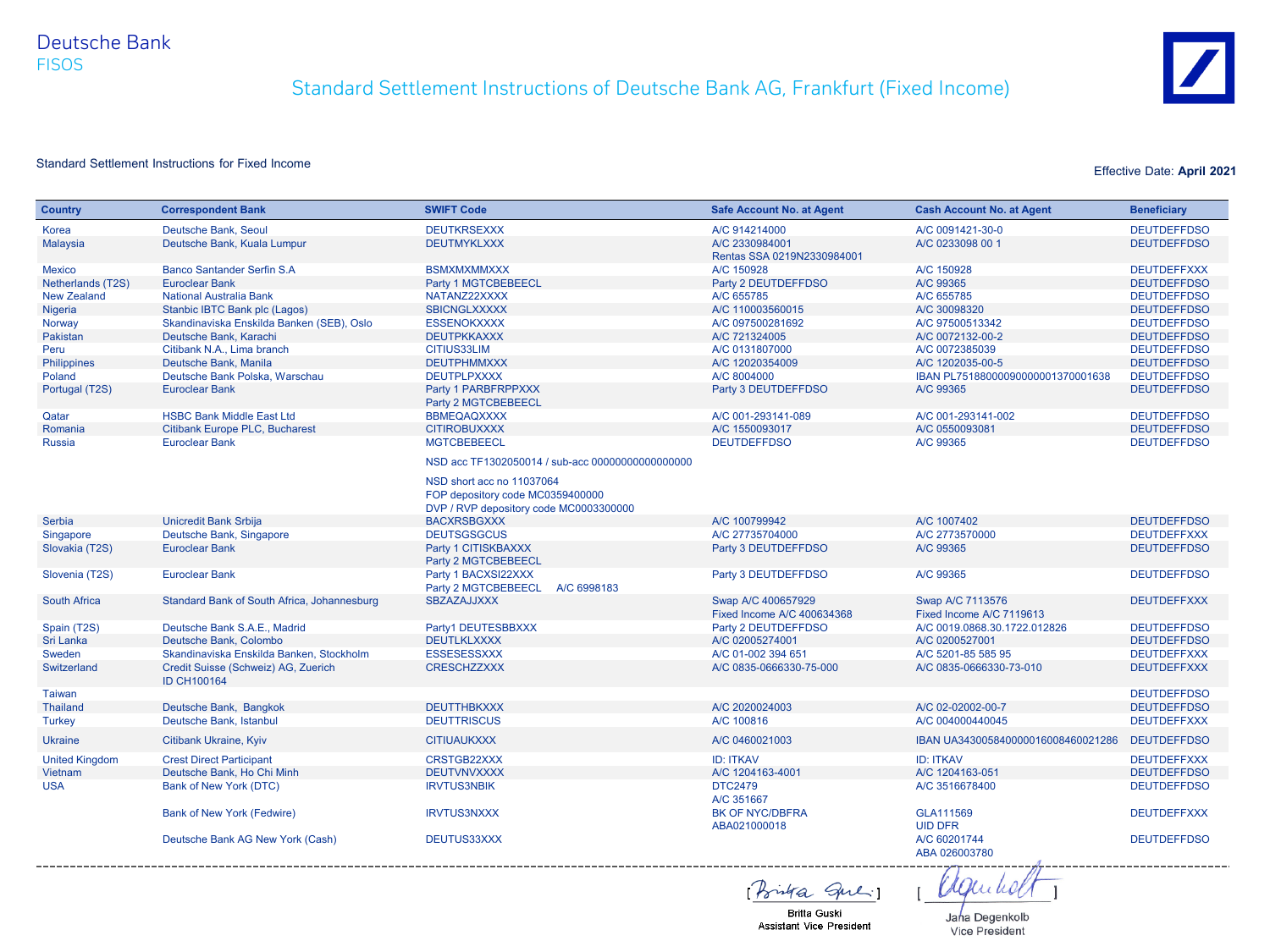Deutsche Bank
FISOS

# Standard Settlement Instructions of Deutsche Bank AG, Frankfurt (Fixed Income)

Standard Settlement Instructions for Fixed Income

Effective Date: **April 2021**

| Country | Correspondent Bank | SWIFT Code | Safe Account No. at Agent | Cash Account No. at Agent | Beneficiary |
|---|---|---|---|---|---|
| Korea | Deutsche Bank, Seoul | DEUTKRSEXXX | A/C 914214000 | A/C 0091421-30-0 | DEUTDEFFDSO |
| Malaysia | Deutsche Bank, Kuala Lumpur | DEUTMYKLXXX | A/C 2330984001<br>Rentas SSA 0219N2330984001 | A/C 0233098 00 1 | DEUTDEFFDSO |
| Mexico | Banco Santander Serfin S.A | BSMXMXMMXXX | A/C 150928 | A/C 150928 | DEUTDEFFXXX |
| Netherlands (T2S) | Euroclear Bank | Party 1 MGTCBEBEECL | Party 2 DEUTDEFFDSO | A/C 99365 | DEUTDEFFDSO |
| New Zealand | National Australia Bank | NATANZ22XXXX | A/C 655785 | A/C 655785 | DEUTDEFFDSO |
| Nigeria | Stanbic IBTC Bank plc (Lagos) | SBICNGLXXXXX | A/C 110003560015 | A/C 30098320 | DEUTDEFFDSO |
| Norway | Skandinaviska Enskilda Banken (SEB), Oslo | ESSENOKXXXX | A/C 097500281692 | A/C 97500513342 | DEUTDEFFDSO |
| Pakistan | Deutsche Bank, Karachi | DEUTPKKAXXX | A/C 721324005 | A/C 0072132-00-2 | DEUTDEFFDSO |
| Peru | Citibank N.A., Lima branch | CITIUS33LIM | A/C 0131807000 | A/C 0072385039 | DEUTDEFFDSO |
| Philippines | Deutsche Bank, Manila | DEUTPHMMXXX | A/C 12020354009 | A/C 1202035-00-5 | DEUTDEFFDSO |
| Poland | Deutsche Bank Polska, Warschau | DEUTPLPXXXX | A/C 8004000 | IBAN PL75188000090000001370001638 | DEUTDEFFDSO |
| Portugal (T2S) | Euroclear Bank | Party 1 PARBFRPPXXX<br>Party 2 MGTCBEBEECL | Party 3 DEUTDEFFDSO | A/C 99365 | DEUTDEFFDSO |
| Qatar | HSBC Bank Middle East Ltd | BBMEQAQXXXX | A/C 001-293141-089 | A/C 001-293141-002 | DEUTDEFFDSO |
| Romania | Citibank Europe PLC, Bucharest | CITIROBUXXXX | A/C 1550093017 | A/C 0550093081 | DEUTDEFFDSO |
| Russia | Euroclear Bank | MGTCBEBEECL<br>NSD acc TF1302050014 / sub-acc 00000000000000000<br>NSD short acc no 11037064<br>FOP depository code MC0359400000<br>DVP / RVP depository code MC0003300000 | DEUTDEFFDSO | A/C 99365 | DEUTDEFFDSO |
| Serbia | Unicredit Bank Srbija | BACXRSBGXXX | A/C 100799942 | A/C 1007402 | DEUTDEFFDSO |
| Singapore | Deutsche Bank, Singapore | DEUTSGSGCUS | A/C 27735704000 | A/C 2773570000 | DEUTDEFFXXX |
| Slovakia (T2S) | Euroclear Bank | Party 1 CITISKBAXXX<br>Party 2 MGTCBEBEECL | Party 3 DEUTDEFFDSO | A/C 99365 | DEUTDEFFDSO |
| Slovenia (T2S) | Euroclear Bank | Party 1 BACXSI22XXX<br>Party 2 MGTCBEBEECL A/C 6998183 | Party 3 DEUTDEFFDSO | A/C 99365 | DEUTDEFFDSO |
| South Africa | Standard Bank of South Africa, Johannesburg | SBZAZAJJXXX | Swap A/C 400657929<br>Fixed Income A/C 400634368 | Swap A/C 7113576<br>Fixed Income A/C 7119613 | DEUTDEFFXXX |
| Spain (T2S) | Deutsche Bank S.A.E., Madrid | Party1 DEUTESBBXXX | Party 2 DEUTDEFFDSO | A/C 0019.0868.30.1722.012826 | DEUTDEFFDSO |
| Sri Lanka | Deutsche Bank, Colombo | DEUTLKLXXXX | A/C 02005274001 | A/C 0200527001 | DEUTDEFFDSO |
| Sweden | Skandinaviska Enskilda Banken, Stockholm | ESSESESSXXX | A/C 01-002 394 651 | A/C 5201-85 585 95 | DEUTDEFFXXX |
| Switzerland | Credit Suisse (Schweiz) AG, Zuerich<br>ID CH100164 | CRESCHZZXXX | A/C 0835-0666330-75-000 | A/C 0835-0666330-73-010 | DEUTDEFFXXX |
| Taiwan | | | | | DEUTDEFFDSO |
| Thailand | Deutsche Bank, Bangkok | DEUTTHBKXXX | A/C 2020024003 | A/C 02-02002-00-7 | DEUTDEFFDSO |
| Turkey | Deutsche Bank, Istanbul | DEUTTRISCUS | A/C 100816 | A/C 004000440045 | DEUTDEFFXXX |
| Ukraine | Citibank Ukraine, Kyiv | CITIUAUKXXX | A/C 0460021003 | IBAN UA343005840000016008460021286 | DEUTDEFFDSO |
| United Kingdom | Crest Direct Participant | CRSTGB22XXX | ID: ITKAV | ID: ITKAV | DEUTDEFFXXX |
| Vietnam | Deutsche Bank, Ho Chi Minh | DEUTVNVXXXX | A/C 1204163-4001 | A/C 1204163-051 | DEUTDEFFDSO |
| USA | Bank of New York (DTC) | IRVTUS3NBIK | DTC2479<br>A/C 351667 | A/C 3516678400 | DEUTDEFFDSO |
| | Bank of New York (Fedwire) | IRVTUS3NXXX | BK OF NYC/DBFRA<br>ABA021000018 | GLA111569<br>UID DFR | DEUTDEFFXXX |
| | Deutsche Bank AG New York (Cash) | DEUTUS33XXX | | A/C 60201744<br>ABA 026003780 | DEUTDEFFDSO |

[signature] Britta Guski, Assistant Vice President

[signature] Jana Degenkolb, Vice President